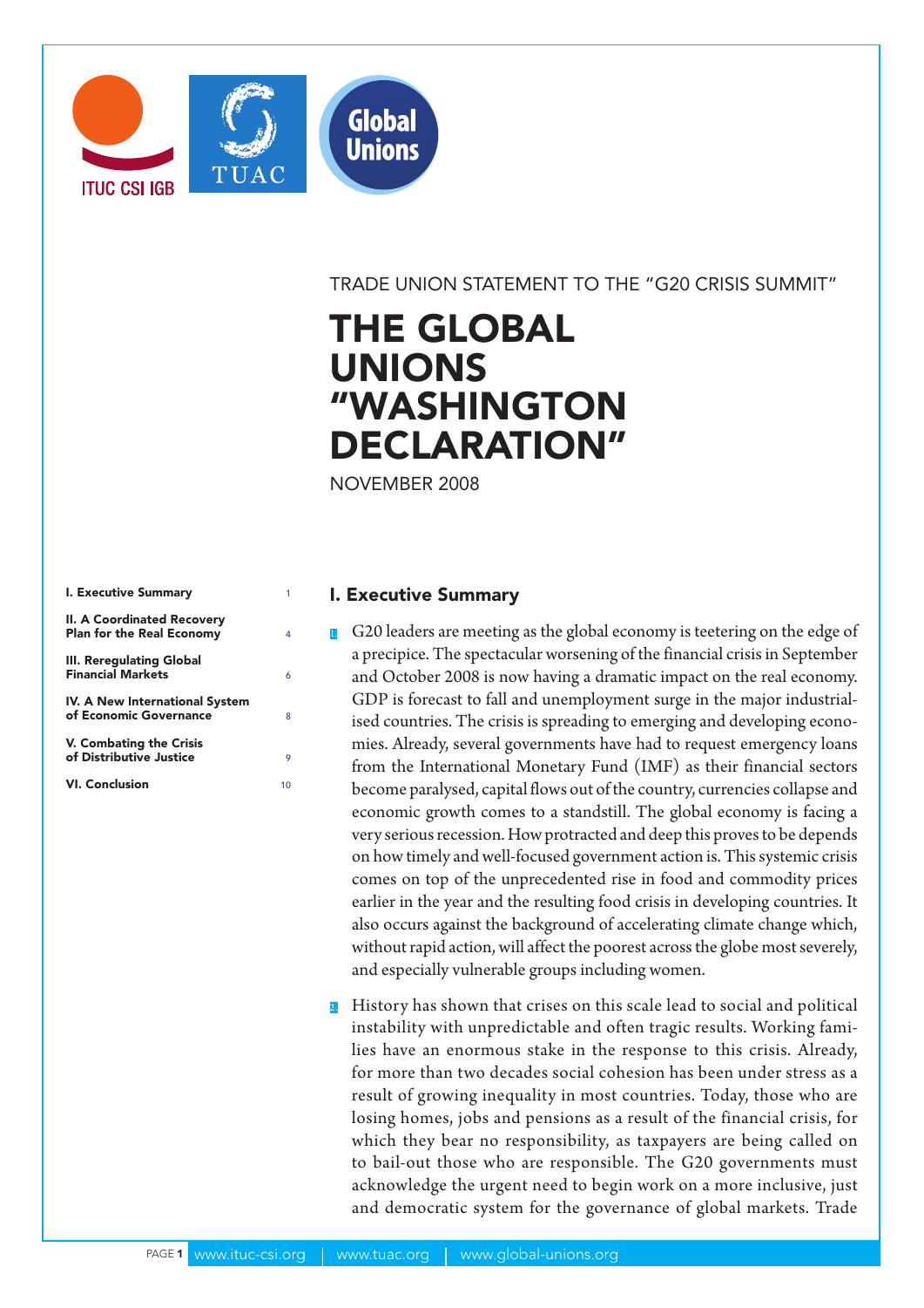TRADE UNION STATEMENT TO THE "G20 CRISIS SUMMIT"

# THE GLOBAL UNIONS "WASHINGTON DECLARATION"

NOVEMBER 2008

| | |
|---|---|
| I. Executive Summary | 1 |
| II. A Coordinated Recovery Plan for the Real Economy | 4 |
| III. Reregulating Global Financial Markets | 6 |
| IV. A New International System of Economic Governance | 8 |
| V. Combating the Crisis of Distributive Justice | 9 |
| VI. Conclusion | 10 |

## I. Executive Summary

1. G20 leaders are meeting as the global economy is teetering on the edge of a precipice. The spectacular worsening of the financial crisis in September and October 2008 is now having a dramatic impact on the real economy. GDP is forecast to fall and unemployment surge in the major industrialised countries. The crisis is spreading to emerging and developing economies. Already, several governments have had to request emergency loans from the International Monetary Fund (IMF) as their financial sectors become paralysed, capital flows out of the country, currencies collapse and economic growth comes to a standstill. The global economy is facing a very serious recession. How protracted and deep this proves to be depends on how timely and well-focused government action is. This systemic crisis comes on top of the unprecedented rise in food and commodity prices earlier in the year and the resulting food crisis in developing countries. It also occurs against the background of accelerating climate change which, without rapid action, will affect the poorest across the globe most severely, and especially vulnerable groups including women.

2. History has shown that crises on this scale lead to social and political instability with unpredictable and often tragic results. Working families have an enormous stake in the response to this crisis. Already, for more than two decades social cohesion has been under stress as a result of growing inequality in most countries. Today, those who are losing homes, jobs and pensions as a result of the financial crisis, for which they bear no responsibility, as taxpayers are being called on to bail-out those who are responsible. The G20 governments must acknowledge the urgent need to begin work on a more inclusive, just and democratic system for the governance of global markets. Trade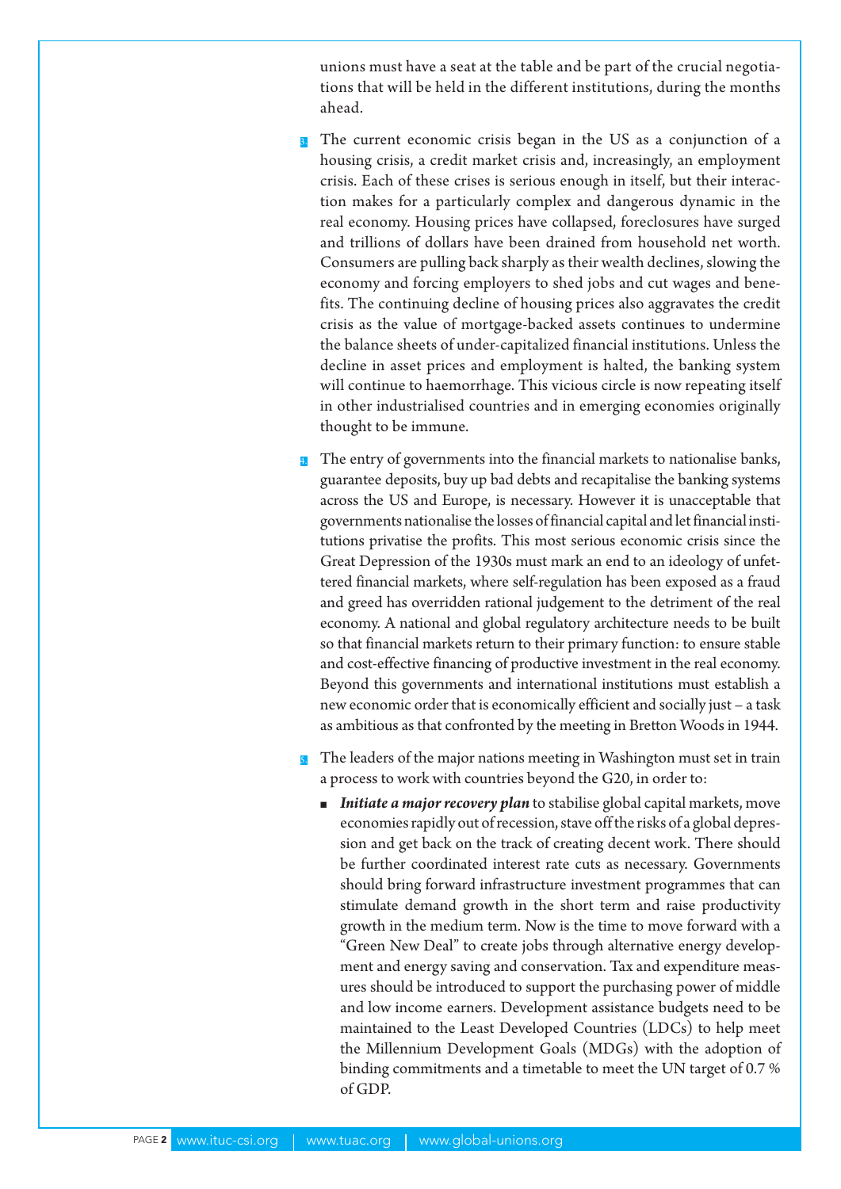unions must have a seat at the table and be part of the crucial negotiations that will be held in the different institutions, during the months ahead.

3. The current economic crisis began in the US as a conjunction of a housing crisis, a credit market crisis and, increasingly, an employment crisis. Each of these crises is serious enough in itself, but their interaction makes for a particularly complex and dangerous dynamic in the real economy. Housing prices have collapsed, foreclosures have surged and trillions of dollars have been drained from household net worth. Consumers are pulling back sharply as their wealth declines, slowing the economy and forcing employers to shed jobs and cut wages and benefits. The continuing decline of housing prices also aggravates the credit crisis as the value of mortgage-backed assets continues to undermine the balance sheets of under-capitalized financial institutions. Unless the decline in asset prices and employment is halted, the banking system will continue to haemorrhage. This vicious circle is now repeating itself in other industrialised countries and in emerging economies originally thought to be immune.

4. The entry of governments into the financial markets to nationalise banks, guarantee deposits, buy up bad debts and recapitalise the banking systems across the US and Europe, is necessary. However it is unacceptable that governments nationalise the losses of financial capital and let financial institutions privatise the profits. This most serious economic crisis since the Great Depression of the 1930s must mark an end to an ideology of unfettered financial markets, where self-regulation has been exposed as a fraud and greed has overridden rational judgement to the detriment of the real economy. A national and global regulatory architecture needs to be built so that financial markets return to their primary function: to ensure stable and cost-effective financing of productive investment in the real economy. Beyond this governments and international institutions must establish a new economic order that is economically efficient and socially just – a task as ambitious as that confronted by the meeting in Bretton Woods in 1944.

5. The leaders of the major nations meeting in Washington must set in train a process to work with countries beyond the G20, in order to:

- ***Initiate a major recovery plan*** to stabilise global capital markets, move economies rapidly out of recession, stave off the risks of a global depression and get back on the track of creating decent work. There should be further coordinated interest rate cuts as necessary. Governments should bring forward infrastructure investment programmes that can stimulate demand growth in the short term and raise productivity growth in the medium term. Now is the time to move forward with a "Green New Deal" to create jobs through alternative energy development and energy saving and conservation. Tax and expenditure measures should be introduced to support the purchasing power of middle and low income earners. Development assistance budgets need to be maintained to the Least Developed Countries (LDCs) to help meet the Millennium Development Goals (MDGs) with the adoption of binding commitments and a timetable to meet the UN target of 0.7 % of GDP.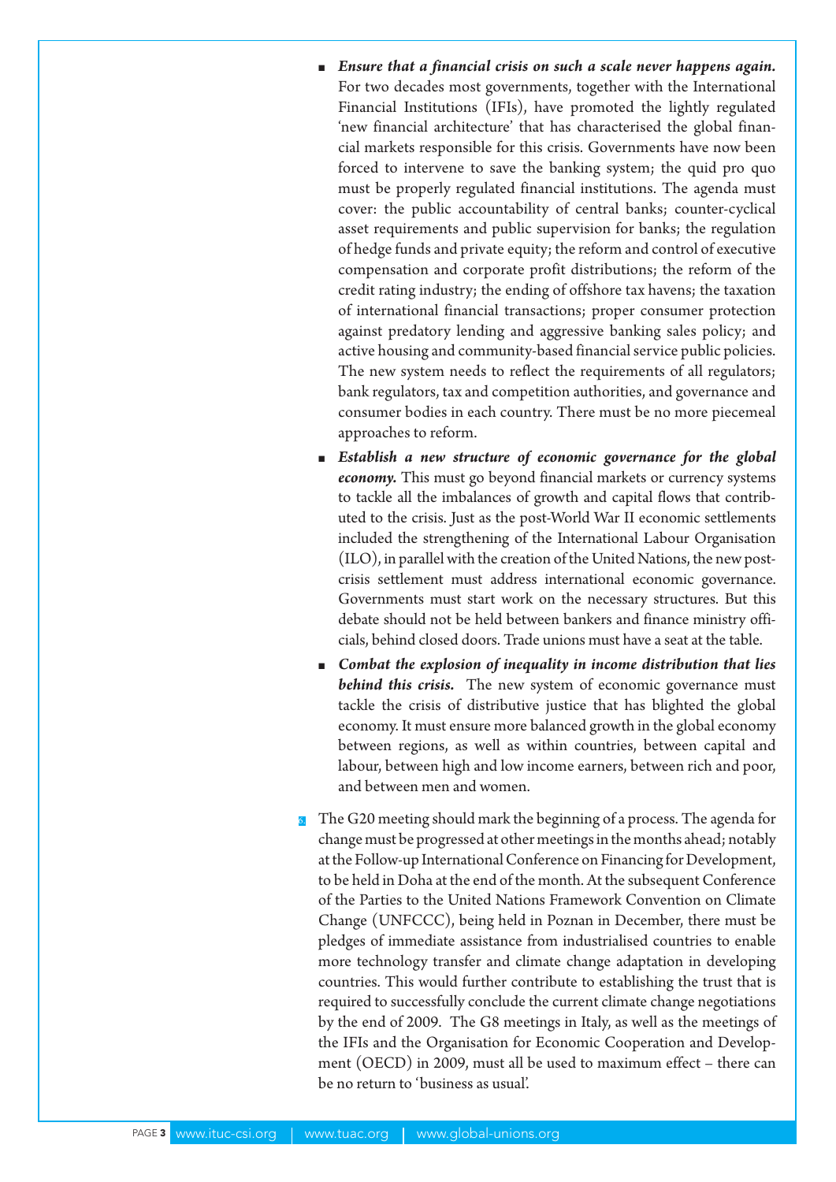- ***Ensure that a financial crisis on such a scale never happens again.*** For two decades most governments, together with the International Financial Institutions (IFIs), have promoted the lightly regulated 'new financial architecture' that has characterised the global financial markets responsible for this crisis. Governments have now been forced to intervene to save the banking system; the quid pro quo must be properly regulated financial institutions. The agenda must cover: the public accountability of central banks; counter-cyclical asset requirements and public supervision for banks; the regulation of hedge funds and private equity; the reform and control of executive compensation and corporate profit distributions; the reform of the credit rating industry; the ending of offshore tax havens; the taxation of international financial transactions; proper consumer protection against predatory lending and aggressive banking sales policy; and active housing and community-based financial service public policies. The new system needs to reflect the requirements of all regulators; bank regulators, tax and competition authorities, and governance and consumer bodies in each country. There must be no more piecemeal approaches to reform.
- ***Establish a new structure of economic governance for the global economy.*** This must go beyond financial markets or currency systems to tackle all the imbalances of growth and capital flows that contributed to the crisis. Just as the post-World War II economic settlements included the strengthening of the International Labour Organisation (ILO), in parallel with the creation of the United Nations, the new post-crisis settlement must address international economic governance. Governments must start work on the necessary structures. But this debate should not be held between bankers and finance ministry officials, behind closed doors. Trade unions must have a seat at the table.
- ***Combat the explosion of inequality in income distribution that lies behind this crisis.*** The new system of economic governance must tackle the crisis of distributive justice that has blighted the global economy. It must ensure more balanced growth in the global economy between regions, as well as within countries, between capital and labour, between high and low income earners, between rich and poor, and between men and women.

6. The G20 meeting should mark the beginning of a process. The agenda for change must be progressed at other meetings in the months ahead; notably at the Follow-up International Conference on Financing for Development, to be held in Doha at the end of the month. At the subsequent Conference of the Parties to the United Nations Framework Convention on Climate Change (UNFCCC), being held in Poznan in December, there must be pledges of immediate assistance from industrialised countries to enable more technology transfer and climate change adaptation in developing countries. This would further contribute to establishing the trust that is required to successfully conclude the current climate change negotiations by the end of 2009. The G8 meetings in Italy, as well as the meetings of the IFIs and the Organisation for Economic Cooperation and Development (OECD) in 2009, must all be used to maximum effect – there can be no return to 'business as usual'.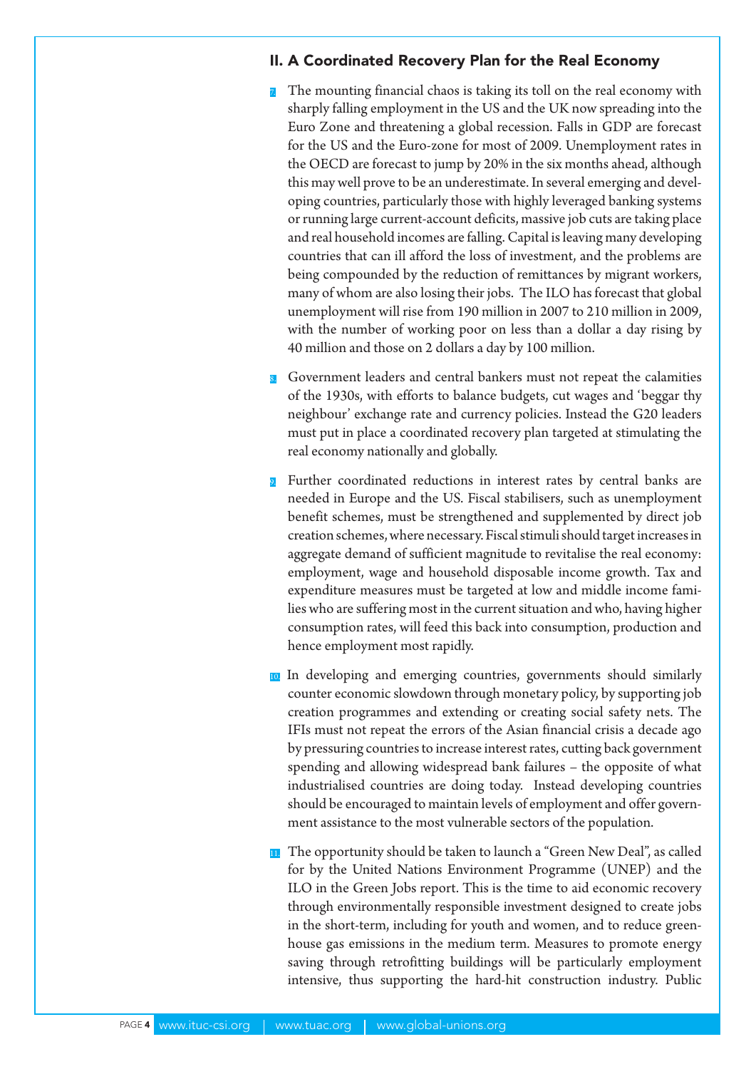## II. A Coordinated Recovery Plan for the Real Economy

7. The mounting financial chaos is taking its toll on the real economy with sharply falling employment in the US and the UK now spreading into the Euro Zone and threatening a global recession. Falls in GDP are forecast for the US and the Euro-zone for most of 2009. Unemployment rates in the OECD are forecast to jump by 20% in the six months ahead, although this may well prove to be an underestimate. In several emerging and developing countries, particularly those with highly leveraged banking systems or running large current-account deficits, massive job cuts are taking place and real household incomes are falling. Capital is leaving many developing countries that can ill afford the loss of investment, and the problems are being compounded by the reduction of remittances by migrant workers, many of whom are also losing their jobs. The ILO has forecast that global unemployment will rise from 190 million in 2007 to 210 million in 2009, with the number of working poor on less than a dollar a day rising by 40 million and those on 2 dollars a day by 100 million.

8. Government leaders and central bankers must not repeat the calamities of the 1930s, with efforts to balance budgets, cut wages and 'beggar thy neighbour' exchange rate and currency policies. Instead the G20 leaders must put in place a coordinated recovery plan targeted at stimulating the real economy nationally and globally.

9. Further coordinated reductions in interest rates by central banks are needed in Europe and the US. Fiscal stabilisers, such as unemployment benefit schemes, must be strengthened and supplemented by direct job creation schemes, where necessary. Fiscal stimuli should target increases in aggregate demand of sufficient magnitude to revitalise the real economy: employment, wage and household disposable income growth. Tax and expenditure measures must be targeted at low and middle income families who are suffering most in the current situation and who, having higher consumption rates, will feed this back into consumption, production and hence employment most rapidly.

10. In developing and emerging countries, governments should similarly counter economic slowdown through monetary policy, by supporting job creation programmes and extending or creating social safety nets. The IFIs must not repeat the errors of the Asian financial crisis a decade ago by pressuring countries to increase interest rates, cutting back government spending and allowing widespread bank failures – the opposite of what industrialised countries are doing today. Instead developing countries should be encouraged to maintain levels of employment and offer government assistance to the most vulnerable sectors of the population.

11. The opportunity should be taken to launch a "Green New Deal", as called for by the United Nations Environment Programme (UNEP) and the ILO in the Green Jobs report. This is the time to aid economic recovery through environmentally responsible investment designed to create jobs in the short-term, including for youth and women, and to reduce greenhouse gas emissions in the medium term. Measures to promote energy saving through retrofitting buildings will be particularly employment intensive, thus supporting the hard-hit construction industry. Public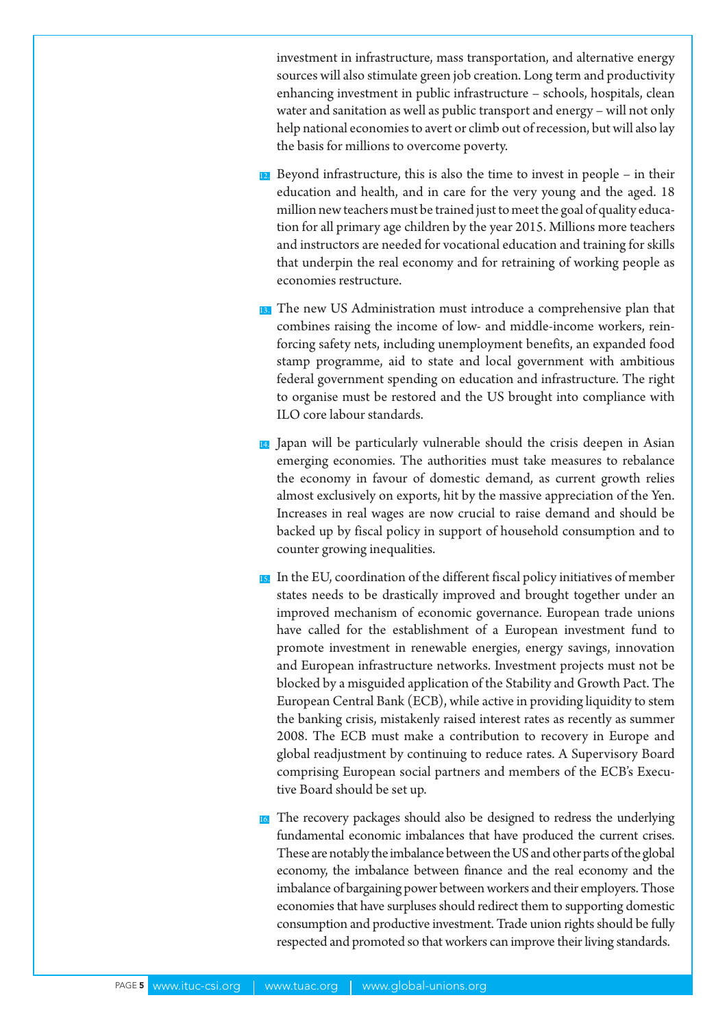investment in infrastructure, mass transportation, and alternative energy sources will also stimulate green job creation. Long term and productivity enhancing investment in public infrastructure – schools, hospitals, clean water and sanitation as well as public transport and energy – will not only help national economies to avert or climb out of recession, but will also lay the basis for millions to overcome poverty.

12. Beyond infrastructure, this is also the time to invest in people – in their education and health, and in care for the very young and the aged. 18 million new teachers must be trained just to meet the goal of quality education for all primary age children by the year 2015. Millions more teachers and instructors are needed for vocational education and training for skills that underpin the real economy and for retraining of working people as economies restructure.

13. The new US Administration must introduce a comprehensive plan that combines raising the income of low- and middle-income workers, reinforcing safety nets, including unemployment benefits, an expanded food stamp programme, aid to state and local government with ambitious federal government spending on education and infrastructure. The right to organise must be restored and the US brought into compliance with ILO core labour standards.

14. Japan will be particularly vulnerable should the crisis deepen in Asian emerging economies. The authorities must take measures to rebalance the economy in favour of domestic demand, as current growth relies almost exclusively on exports, hit by the massive appreciation of the Yen. Increases in real wages are now crucial to raise demand and should be backed up by fiscal policy in support of household consumption and to counter growing inequalities.

15. In the EU, coordination of the different fiscal policy initiatives of member states needs to be drastically improved and brought together under an improved mechanism of economic governance. European trade unions have called for the establishment of a European investment fund to promote investment in renewable energies, energy savings, innovation and European infrastructure networks. Investment projects must not be blocked by a misguided application of the Stability and Growth Pact. The European Central Bank (ECB), while active in providing liquidity to stem the banking crisis, mistakenly raised interest rates as recently as summer 2008. The ECB must make a contribution to recovery in Europe and global readjustment by continuing to reduce rates. A Supervisory Board comprising European social partners and members of the ECB's Executive Board should be set up.

16. The recovery packages should also be designed to redress the underlying fundamental economic imbalances that have produced the current crises. These are notably the imbalance between the US and other parts of the global economy, the imbalance between finance and the real economy and the imbalance of bargaining power between workers and their employers. Those economies that have surpluses should redirect them to supporting domestic consumption and productive investment. Trade union rights should be fully respected and promoted so that workers can improve their living standards.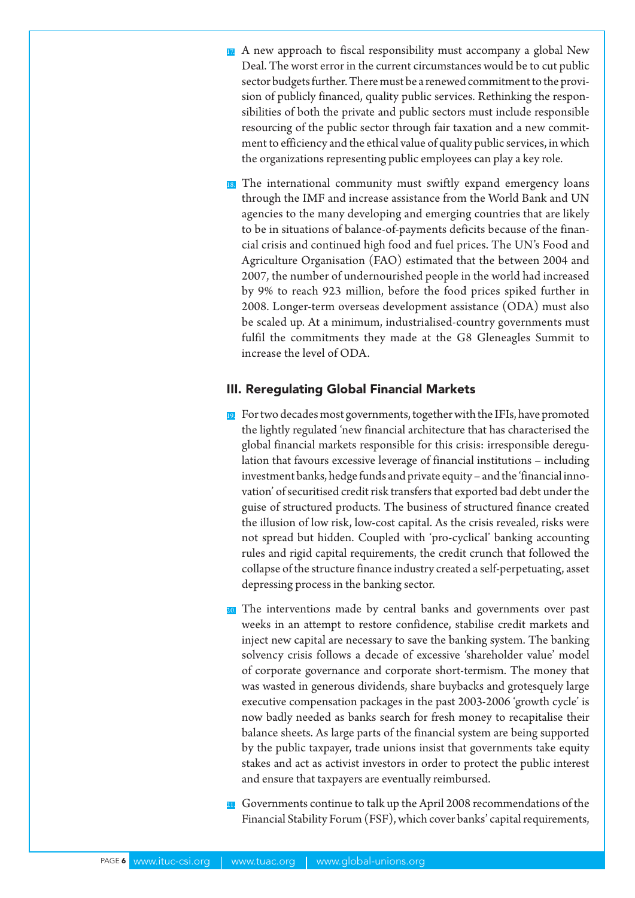17. A new approach to fiscal responsibility must accompany a global New Deal. The worst error in the current circumstances would be to cut public sector budgets further. There must be a renewed commitment to the provision of publicly financed, quality public services. Rethinking the responsibilities of both the private and public sectors must include responsible resourcing of the public sector through fair taxation and a new commitment to efficiency and the ethical value of quality public services, in which the organizations representing public employees can play a key role.

18. The international community must swiftly expand emergency loans through the IMF and increase assistance from the World Bank and UN agencies to the many developing and emerging countries that are likely to be in situations of balance-of-payments deficits because of the financial crisis and continued high food and fuel prices. The UN's Food and Agriculture Organisation (FAO) estimated that the between 2004 and 2007, the number of undernourished people in the world had increased by 9% to reach 923 million, before the food prices spiked further in 2008. Longer-term overseas development assistance (ODA) must also be scaled up. At a minimum, industrialised-country governments must fulfil the commitments they made at the G8 Gleneagles Summit to increase the level of ODA.

## III. Reregulating Global Financial Markets

19. For two decades most governments, together with the IFIs, have promoted the lightly regulated 'new financial architecture that has characterised the global financial markets responsible for this crisis: irresponsible deregulation that favours excessive leverage of financial institutions – including investment banks, hedge funds and private equity – and the 'financial innovation' of securitised credit risk transfers that exported bad debt under the guise of structured products. The business of structured finance created the illusion of low risk, low-cost capital. As the crisis revealed, risks were not spread but hidden. Coupled with 'pro-cyclical' banking accounting rules and rigid capital requirements, the credit crunch that followed the collapse of the structure finance industry created a self-perpetuating, asset depressing process in the banking sector.

20. The interventions made by central banks and governments over past weeks in an attempt to restore confidence, stabilise credit markets and inject new capital are necessary to save the banking system. The banking solvency crisis follows a decade of excessive 'shareholder value' model of corporate governance and corporate short-termism. The money that was wasted in generous dividends, share buybacks and grotesquely large executive compensation packages in the past 2003-2006 'growth cycle' is now badly needed as banks search for fresh money to recapitalise their balance sheets. As large parts of the financial system are being supported by the public taxpayer, trade unions insist that governments take equity stakes and act as activist investors in order to protect the public interest and ensure that taxpayers are eventually reimbursed.

21. Governments continue to talk up the April 2008 recommendations of the Financial Stability Forum (FSF), which cover banks' capital requirements,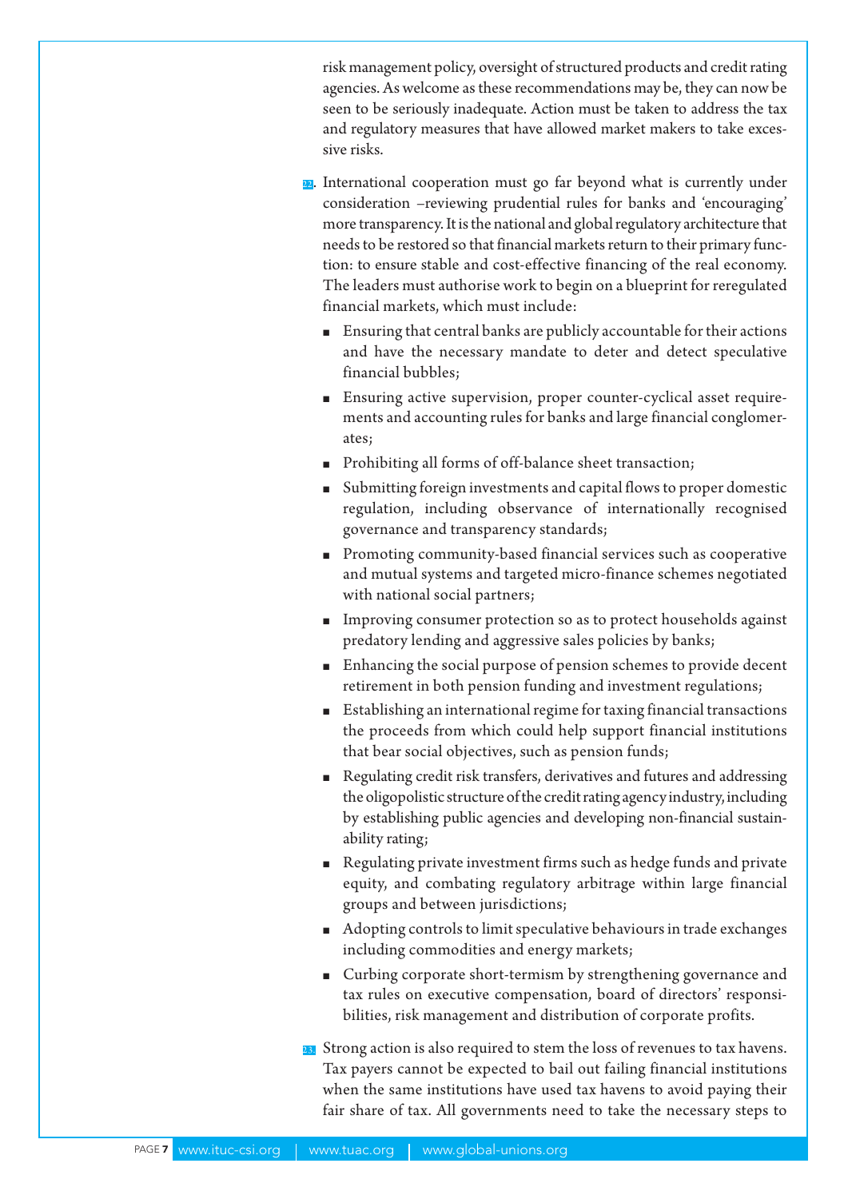risk management policy, oversight of structured products and credit rating agencies. As welcome as these recommendations may be, they can now be seen to be seriously inadequate. Action must be taken to address the tax and regulatory measures that have allowed market makers to take excessive risks.

22. International cooperation must go far beyond what is currently under consideration –reviewing prudential rules for banks and 'encouraging' more transparency. It is the national and global regulatory architecture that needs to be restored so that financial markets return to their primary function: to ensure stable and cost-effective financing of the real economy. The leaders must authorise work to begin on a blueprint for reregulated financial markets, which must include:

- Ensuring that central banks are publicly accountable for their actions and have the necessary mandate to deter and detect speculative financial bubbles;
- Ensuring active supervision, proper counter-cyclical asset requirements and accounting rules for banks and large financial conglomerates;
- Prohibiting all forms of off-balance sheet transaction;
- Submitting foreign investments and capital flows to proper domestic regulation, including observance of internationally recognised governance and transparency standards;
- Promoting community-based financial services such as cooperative and mutual systems and targeted micro-finance schemes negotiated with national social partners;
- Improving consumer protection so as to protect households against predatory lending and aggressive sales policies by banks;
- Enhancing the social purpose of pension schemes to provide decent retirement in both pension funding and investment regulations;
- Establishing an international regime for taxing financial transactions the proceeds from which could help support financial institutions that bear social objectives, such as pension funds;
- Regulating credit risk transfers, derivatives and futures and addressing the oligopolistic structure of the credit rating agency industry, including by establishing public agencies and developing non-financial sustainability rating;
- Regulating private investment firms such as hedge funds and private equity, and combating regulatory arbitrage within large financial groups and between jurisdictions;
- Adopting controls to limit speculative behaviours in trade exchanges including commodities and energy markets;
- Curbing corporate short-termism by strengthening governance and tax rules on executive compensation, board of directors' responsibilities, risk management and distribution of corporate profits.

23. Strong action is also required to stem the loss of revenues to tax havens. Tax payers cannot be expected to bail out failing financial institutions when the same institutions have used tax havens to avoid paying their fair share of tax. All governments need to take the necessary steps to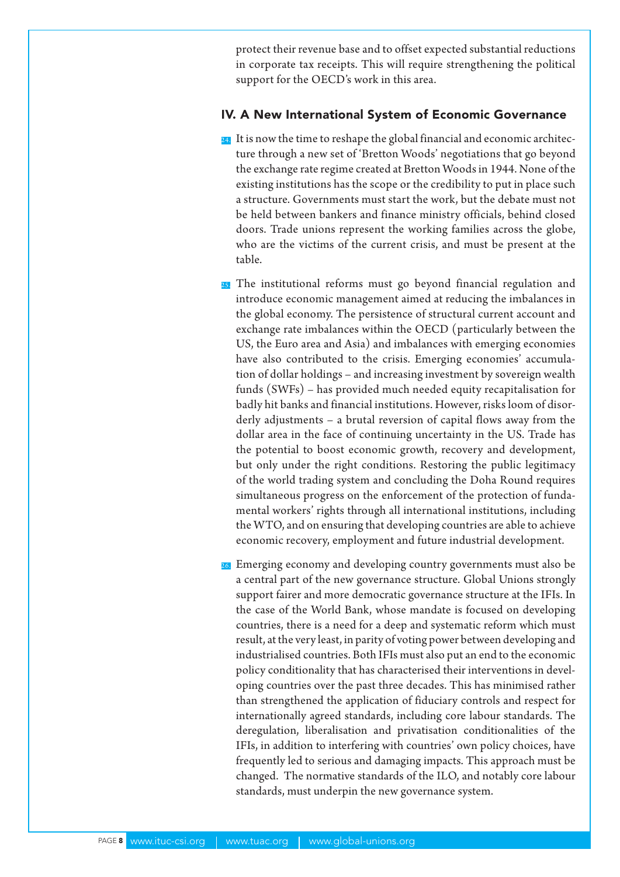protect their revenue base and to offset expected substantial reductions in corporate tax receipts. This will require strengthening the political support for the OECD's work in this area.

## IV. A New International System of Economic Governance

24. It is now the time to reshape the global financial and economic architecture through a new set of 'Bretton Woods' negotiations that go beyond the exchange rate regime created at Bretton Woods in 1944. None of the existing institutions has the scope or the credibility to put in place such a structure. Governments must start the work, but the debate must not be held between bankers and finance ministry officials, behind closed doors. Trade unions represent the working families across the globe, who are the victims of the current crisis, and must be present at the table.

25. The institutional reforms must go beyond financial regulation and introduce economic management aimed at reducing the imbalances in the global economy. The persistence of structural current account and exchange rate imbalances within the OECD (particularly between the US, the Euro area and Asia) and imbalances with emerging economies have also contributed to the crisis. Emerging economies' accumulation of dollar holdings – and increasing investment by sovereign wealth funds (SWFs) – has provided much needed equity recapitalisation for badly hit banks and financial institutions. However, risks loom of disorderly adjustments – a brutal reversion of capital flows away from the dollar area in the face of continuing uncertainty in the US. Trade has the potential to boost economic growth, recovery and development, but only under the right conditions. Restoring the public legitimacy of the world trading system and concluding the Doha Round requires simultaneous progress on the enforcement of the protection of fundamental workers' rights through all international institutions, including the WTO, and on ensuring that developing countries are able to achieve economic recovery, employment and future industrial development.

26. Emerging economy and developing country governments must also be a central part of the new governance structure. Global Unions strongly support fairer and more democratic governance structure at the IFIs. In the case of the World Bank, whose mandate is focused on developing countries, there is a need for a deep and systematic reform which must result, at the very least, in parity of voting power between developing and industrialised countries. Both IFIs must also put an end to the economic policy conditionality that has characterised their interventions in developing countries over the past three decades. This has minimised rather than strengthened the application of fiduciary controls and respect for internationally agreed standards, including core labour standards. The deregulation, liberalisation and privatisation conditionalities of the IFIs, in addition to interfering with countries' own policy choices, have frequently led to serious and damaging impacts. This approach must be changed. The normative standards of the ILO, and notably core labour standards, must underpin the new governance system.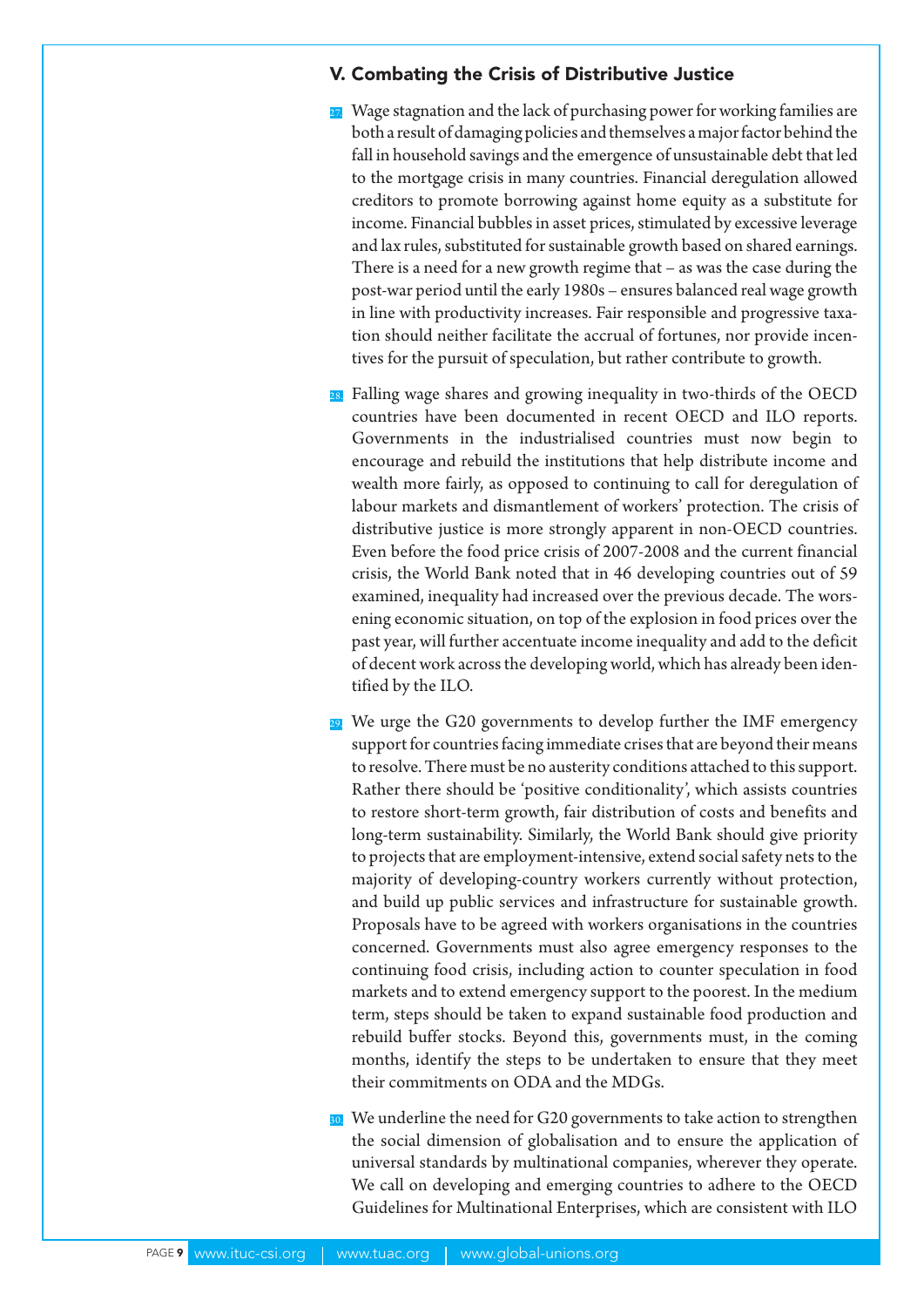## V. Combating the Crisis of Distributive Justice

27. Wage stagnation and the lack of purchasing power for working families are both a result of damaging policies and themselves a major factor behind the fall in household savings and the emergence of unsustainable debt that led to the mortgage crisis in many countries. Financial deregulation allowed creditors to promote borrowing against home equity as a substitute for income. Financial bubbles in asset prices, stimulated by excessive leverage and lax rules, substituted for sustainable growth based on shared earnings. There is a need for a new growth regime that – as was the case during the post-war period until the early 1980s – ensures balanced real wage growth in line with productivity increases. Fair responsible and progressive taxation should neither facilitate the accrual of fortunes, nor provide incentives for the pursuit of speculation, but rather contribute to growth.

28. Falling wage shares and growing inequality in two-thirds of the OECD countries have been documented in recent OECD and ILO reports. Governments in the industrialised countries must now begin to encourage and rebuild the institutions that help distribute income and wealth more fairly, as opposed to continuing to call for deregulation of labour markets and dismantlement of workers' protection. The crisis of distributive justice is more strongly apparent in non-OECD countries. Even before the food price crisis of 2007-2008 and the current financial crisis, the World Bank noted that in 46 developing countries out of 59 examined, inequality had increased over the previous decade. The worsening economic situation, on top of the explosion in food prices over the past year, will further accentuate income inequality and add to the deficit of decent work across the developing world, which has already been identified by the ILO.

29. We urge the G20 governments to develop further the IMF emergency support for countries facing immediate crises that are beyond their means to resolve. There must be no austerity conditions attached to this support. Rather there should be 'positive conditionality', which assists countries to restore short-term growth, fair distribution of costs and benefits and long-term sustainability. Similarly, the World Bank should give priority to projects that are employment-intensive, extend social safety nets to the majority of developing-country workers currently without protection, and build up public services and infrastructure for sustainable growth. Proposals have to be agreed with workers organisations in the countries concerned. Governments must also agree emergency responses to the continuing food crisis, including action to counter speculation in food markets and to extend emergency support to the poorest. In the medium term, steps should be taken to expand sustainable food production and rebuild buffer stocks. Beyond this, governments must, in the coming months, identify the steps to be undertaken to ensure that they meet their commitments on ODA and the MDGs.

30. We underline the need for G20 governments to take action to strengthen the social dimension of globalisation and to ensure the application of universal standards by multinational companies, wherever they operate. We call on developing and emerging countries to adhere to the OECD Guidelines for Multinational Enterprises, which are consistent with ILO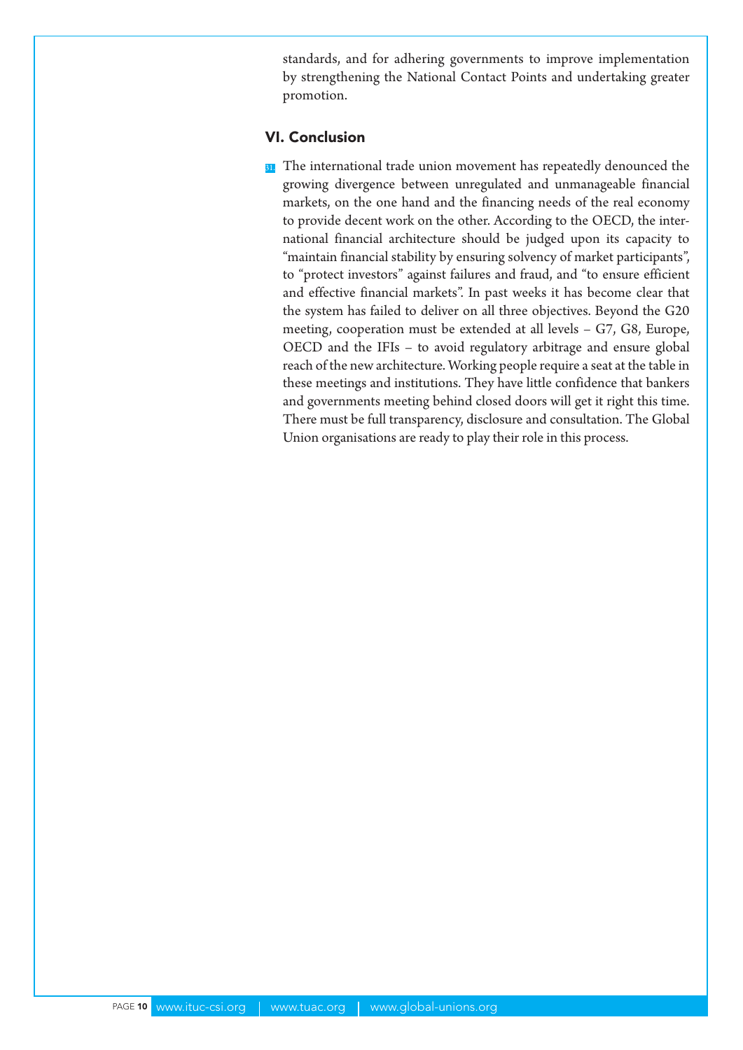standards, and for adhering governments to improve implementation by strengthening the National Contact Points and undertaking greater promotion.

## VI. Conclusion

31. The international trade union movement has repeatedly denounced the growing divergence between unregulated and unmanageable financial markets, on the one hand and the financing needs of the real economy to provide decent work on the other. According to the OECD, the international financial architecture should be judged upon its capacity to "maintain financial stability by ensuring solvency of market participants", to "protect investors" against failures and fraud, and "to ensure efficient and effective financial markets". In past weeks it has become clear that the system has failed to deliver on all three objectives. Beyond the G20 meeting, cooperation must be extended at all levels – G7, G8, Europe, OECD and the IFIs – to avoid regulatory arbitrage and ensure global reach of the new architecture. Working people require a seat at the table in these meetings and institutions. They have little confidence that bankers and governments meeting behind closed doors will get it right this time. There must be full transparency, disclosure and consultation. The Global Union organisations are ready to play their role in this process.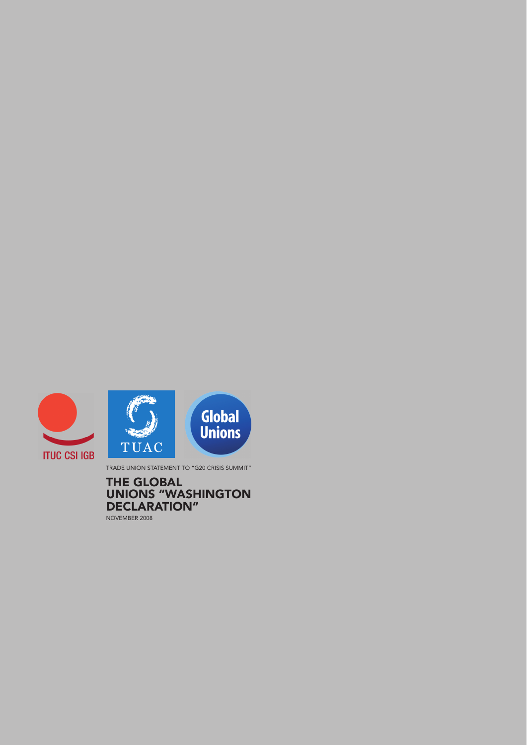ITUC CSI IGB

TUAC

Global Unions

TRADE UNION STATEMENT TO "G20 CRISIS SUMMIT"

# THE GLOBAL UNIONS "WASHINGTON DECLARATION"

NOVEMBER 2008